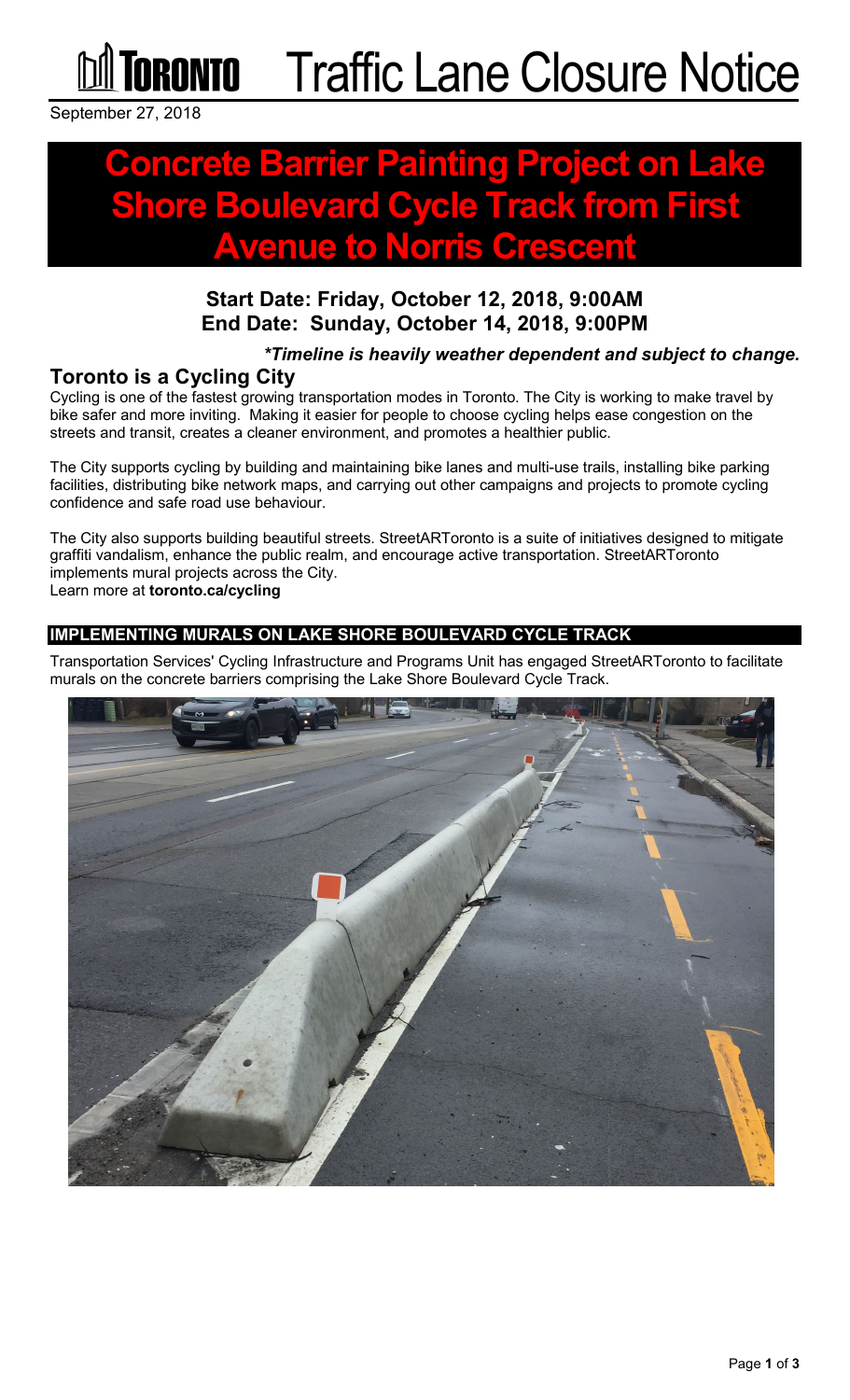# TORONTO Traffic Lane Closure Notice

September 27, 2018

# Concrete Barrier Painting Project on Lake Shore Boulevard Cycle Track from First Avenue to Norris Crescent

### Start Date: Friday, October 12, 2018, 9:00AM
### End Date: Sunday, October 14, 2018, 9:00PM

***Timeline is heavily weather dependent and subject to change.**

## Toronto is a Cycling City

Cycling is one of the fastest growing transportation modes in Toronto. The City is working to make travel by bike safer and more inviting. Making it easier for people to choose cycling helps ease congestion on the streets and transit, creates a cleaner environment, and promotes a healthier public.

The City supports cycling by building and maintaining bike lanes and multi-use trails, installing bike parking facilities, distributing bike network maps, and carrying out other campaigns and projects to promote cycling confidence and safe road use behaviour.

The City also supports building beautiful streets. StreetARToronto is a suite of initiatives designed to mitigate graffiti vandalism, enhance the public realm, and encourage active transportation. StreetARToronto implements mural projects across the City.
Learn more at **toronto.ca/cycling**

## IMPLEMENTING MURALS ON LAKE SHORE BOULEVARD CYCLE TRACK

Transportation Services' Cycling Infrastructure and Programs Unit has engaged StreetARToronto to facilitate murals on the concrete barriers comprising the Lake Shore Boulevard Cycle Track.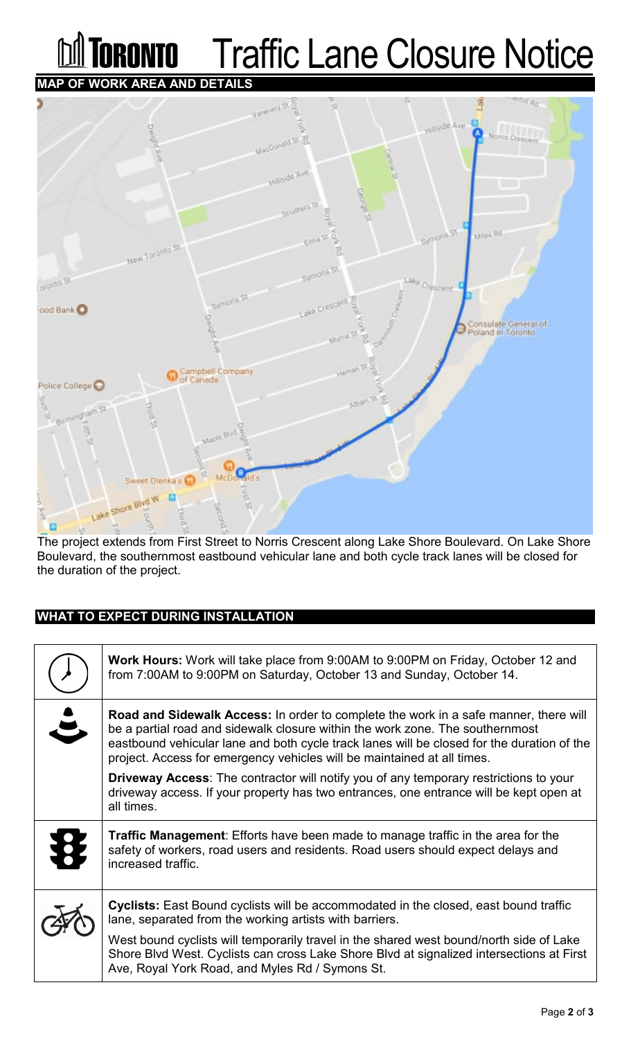# Toronto Traffic Lane Closure Notice

## MAP OF WORK AREA AND DETAILS

The project extends from First Street to Norris Crescent along Lake Shore Boulevard. On Lake Shore Boulevard, the southernmost eastbound vehicular lane and both cycle track lanes will be closed for the duration of the project.

## WHAT TO EXPECT DURING INSTALLATION

**Work Hours:** Work will take place from 9:00AM to 9:00PM on Friday, October 12 and from 7:00AM to 9:00PM on Saturday, October 13 and Sunday, October 14.

**Road and Sidewalk Access:** In order to complete the work in a safe manner, there will be a partial road and sidewalk closure within the work zone. The southernmost eastbound vehicular lane and both cycle track lanes will be closed for the duration of the project. Access for emergency vehicles will be maintained at all times.

**Driveway Access**: The contractor will notify you of any temporary restrictions to your driveway access. If your property has two entrances, one entrance will be kept open at all times.

**Traffic Management**: Efforts have been made to manage traffic in the area for the safety of workers, road users and residents. Road users should expect delays and increased traffic.

**Cyclists:** East Bound cyclists will be accommodated in the closed, east bound traffic lane, separated from the working artists with barriers.

West bound cyclists will temporarily travel in the shared west bound/north side of Lake Shore Blvd West. Cyclists can cross Lake Shore Blvd at signalized intersections at First Ave, Royal York Road, and Myles Rd / Symons St.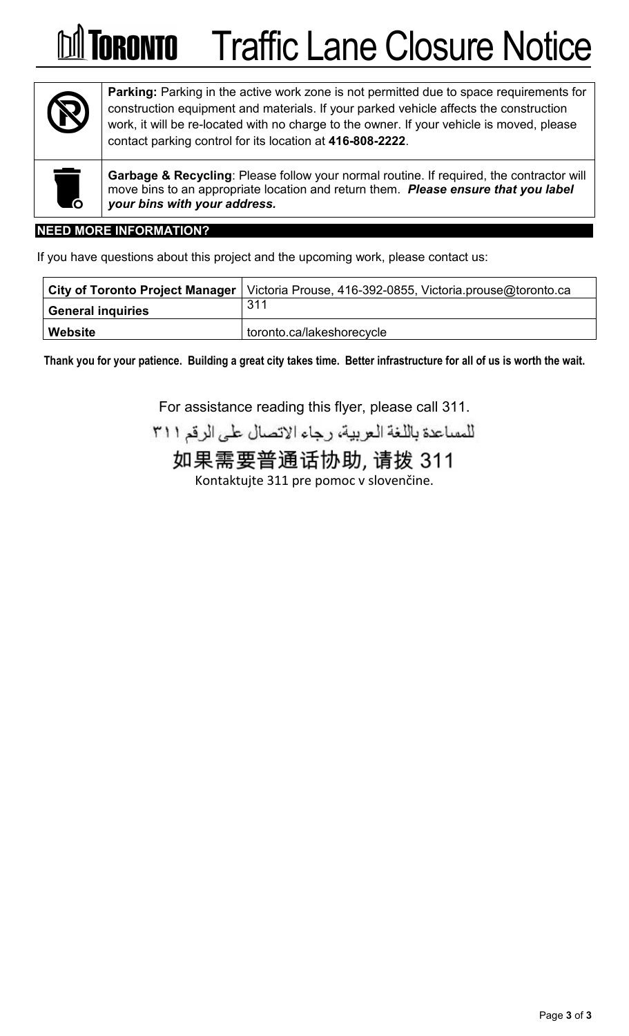# TORONTO Traffic Lane Closure Notice

**Parking:** Parking in the active work zone is not permitted due to space requirements for construction equipment and materials. If your parked vehicle affects the construction work, it will be re-located with no charge to the owner. If your vehicle is moved, please contact parking control for its location at **416-808-2222**.

**Garbage & Recycling**: Please follow your normal routine. If required, the contractor will move bins to an appropriate location and return them. ***Please ensure that you label your bins with your address.***

## NEED MORE INFORMATION?

If you have questions about this project and the upcoming work, please contact us:

| | |
|---|---|
| **City of Toronto Project Manager** | Victoria Prouse, 416-392-0855, Victoria.prouse@toronto.ca |
| **General inquiries** | 311 |
| **Website** | toronto.ca/lakeshorecycle |

**Thank you for your patience. Building a great city takes time. Better infrastructure for all of us is worth the wait.**

For assistance reading this flyer, please call 311.

للمساعدة باللغة العربية، رجاء الاتصال على الرقم ٣١١

如果需要普通话协助, 请拨 311

Kontaktujte 311 pre pomoc v slovenčine.